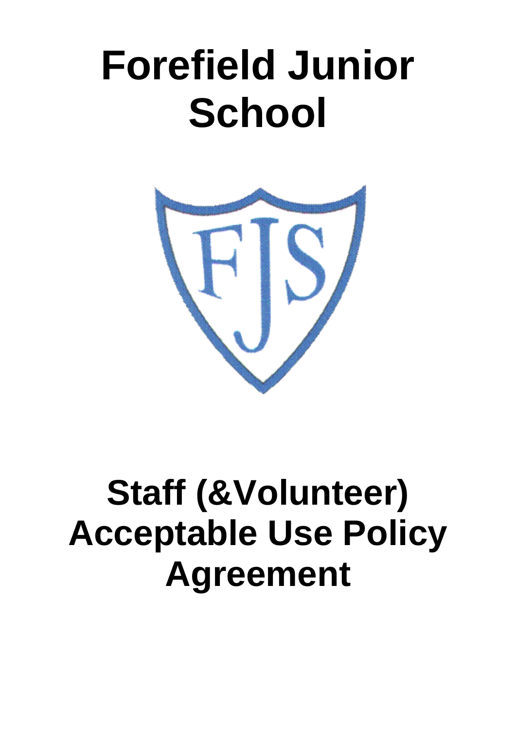# Forefield Junior School

# Staff (&Volunteer) Acceptable Use Policy Agreement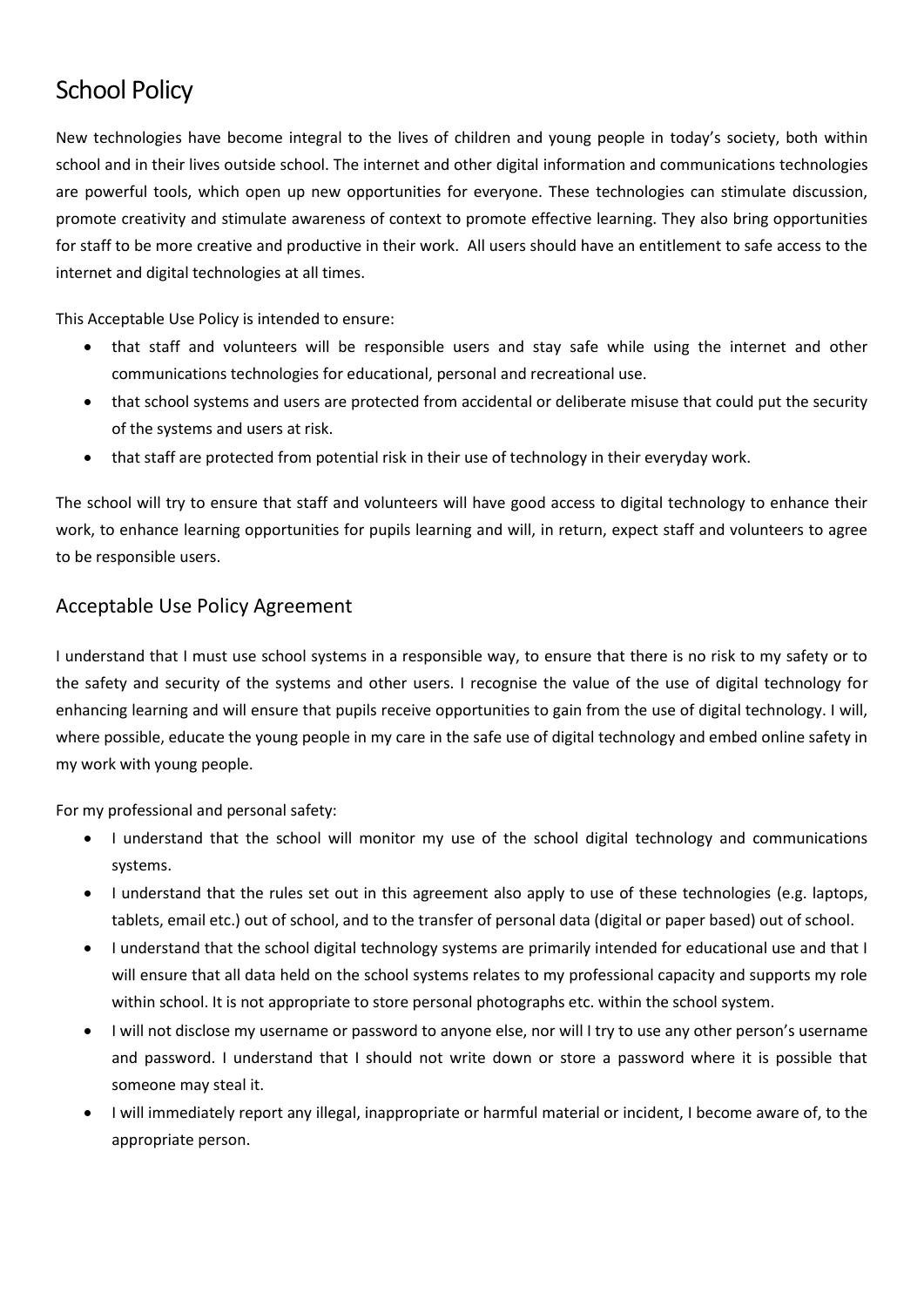# School Policy

New technologies have become integral to the lives of children and young people in today's society, both within school and in their lives outside school. The internet and other digital information and communications technologies are powerful tools, which open up new opportunities for everyone. These technologies can stimulate discussion, promote creativity and stimulate awareness of context to promote effective learning. They also bring opportunities for staff to be more creative and productive in their work. All users should have an entitlement to safe access to the internet and digital technologies at all times.

This Acceptable Use Policy is intended to ensure:

- that staff and volunteers will be responsible users and stay safe while using the internet and other communications technologies for educational, personal and recreational use.
- that school systems and users are protected from accidental or deliberate misuse that could put the security of the systems and users at risk.
- that staff are protected from potential risk in their use of technology in their everyday work.

The school will try to ensure that staff and volunteers will have good access to digital technology to enhance their work, to enhance learning opportunities for pupils learning and will, in return, expect staff and volunteers to agree to be responsible users.

## Acceptable Use Policy Agreement

I understand that I must use school systems in a responsible way, to ensure that there is no risk to my safety or to the safety and security of the systems and other users. I recognise the value of the use of digital technology for enhancing learning and will ensure that pupils receive opportunities to gain from the use of digital technology. I will, where possible, educate the young people in my care in the safe use of digital technology and embed online safety in my work with young people.

For my professional and personal safety:

- I understand that the school will monitor my use of the school digital technology and communications systems.
- I understand that the rules set out in this agreement also apply to use of these technologies (e.g. laptops, tablets, email etc.) out of school, and to the transfer of personal data (digital or paper based) out of school.
- I understand that the school digital technology systems are primarily intended for educational use and that I will ensure that all data held on the school systems relates to my professional capacity and supports my role within school. It is not appropriate to store personal photographs etc. within the school system.
- I will not disclose my username or password to anyone else, nor will I try to use any other person's username and password. I understand that I should not write down or store a password where it is possible that someone may steal it.
- I will immediately report any illegal, inappropriate or harmful material or incident, I become aware of, to the appropriate person.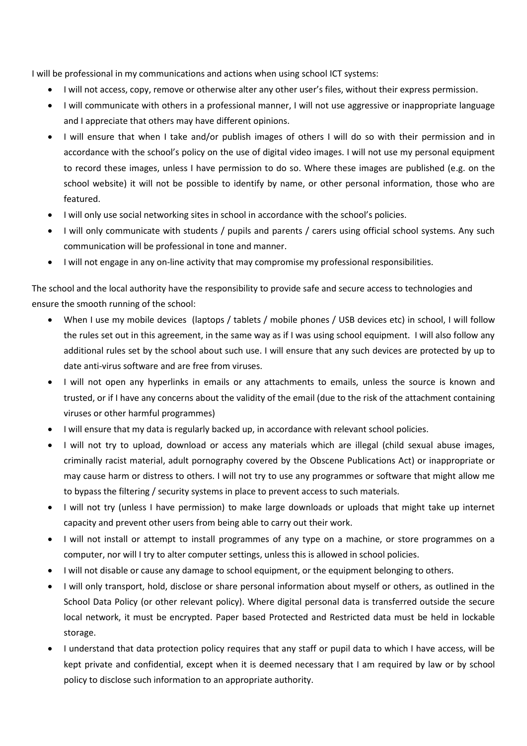I will be professional in my communications and actions when using school ICT systems:

- I will not access, copy, remove or otherwise alter any other user's files, without their express permission.
- I will communicate with others in a professional manner, I will not use aggressive or inappropriate language and I appreciate that others may have different opinions.
- I will ensure that when I take and/or publish images of others I will do so with their permission and in accordance with the school's policy on the use of digital video images. I will not use my personal equipment to record these images, unless I have permission to do so. Where these images are published (e.g. on the school website) it will not be possible to identify by name, or other personal information, those who are featured.
- I will only use social networking sites in school in accordance with the school's policies.
- I will only communicate with students / pupils and parents / carers using official school systems. Any such communication will be professional in tone and manner.
- I will not engage in any on-line activity that may compromise my professional responsibilities.

The school and the local authority have the responsibility to provide safe and secure access to technologies and ensure the smooth running of the school:

- When I use my mobile devices (laptops / tablets / mobile phones / USB devices etc) in school, I will follow the rules set out in this agreement, in the same way as if I was using school equipment. I will also follow any additional rules set by the school about such use. I will ensure that any such devices are protected by up to date anti-virus software and are free from viruses.
- I will not open any hyperlinks in emails or any attachments to emails, unless the source is known and trusted, or if I have any concerns about the validity of the email (due to the risk of the attachment containing viruses or other harmful programmes)
- I will ensure that my data is regularly backed up, in accordance with relevant school policies.
- I will not try to upload, download or access any materials which are illegal (child sexual abuse images, criminally racist material, adult pornography covered by the Obscene Publications Act) or inappropriate or may cause harm or distress to others. I will not try to use any programmes or software that might allow me to bypass the filtering / security systems in place to prevent access to such materials.
- I will not try (unless I have permission) to make large downloads or uploads that might take up internet capacity and prevent other users from being able to carry out their work.
- I will not install or attempt to install programmes of any type on a machine, or store programmes on a computer, nor will I try to alter computer settings, unless this is allowed in school policies.
- I will not disable or cause any damage to school equipment, or the equipment belonging to others.
- I will only transport, hold, disclose or share personal information about myself or others, as outlined in the School Data Policy (or other relevant policy). Where digital personal data is transferred outside the secure local network, it must be encrypted. Paper based Protected and Restricted data must be held in lockable storage.
- I understand that data protection policy requires that any staff or pupil data to which I have access, will be kept private and confidential, except when it is deemed necessary that I am required by law or by school policy to disclose such information to an appropriate authority.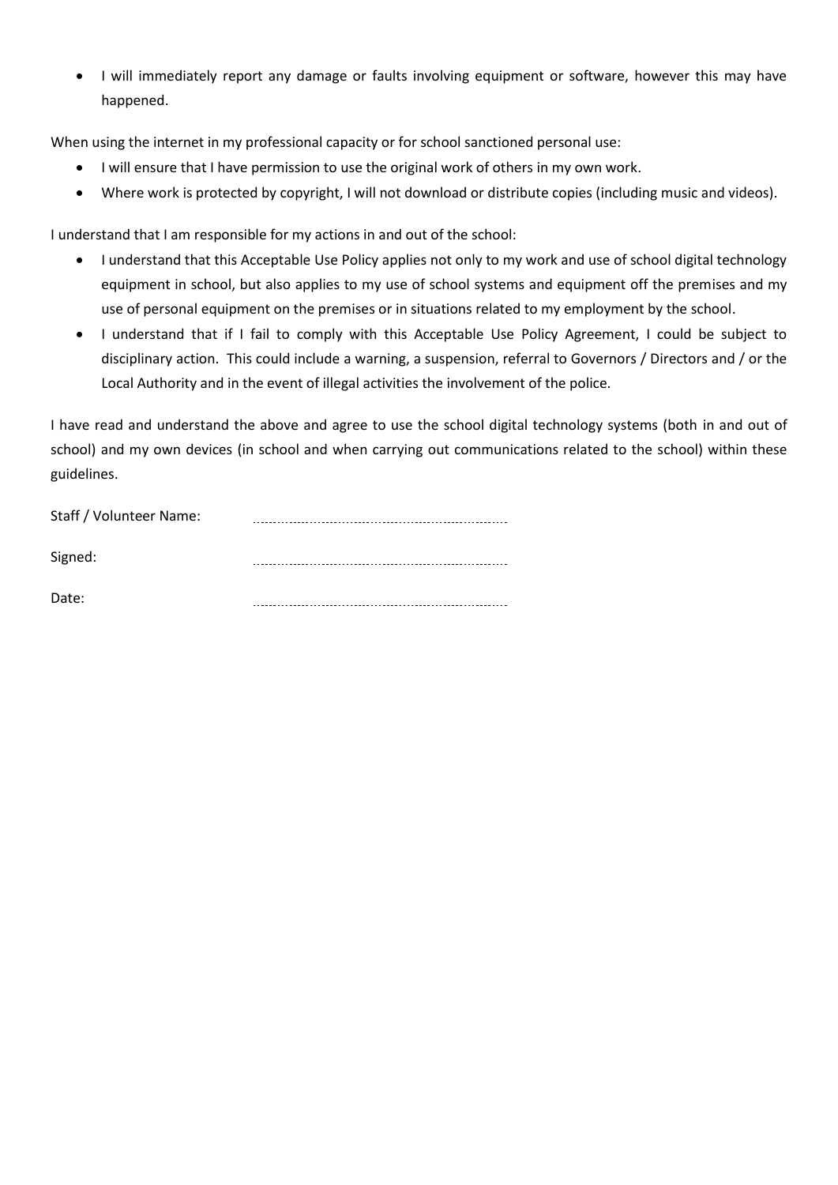- I will immediately report any damage or faults involving equipment or software, however this may have happened.

When using the internet in my professional capacity or for school sanctioned personal use:

- I will ensure that I have permission to use the original work of others in my own work.
- Where work is protected by copyright, I will not download or distribute copies (including music and videos).

I understand that I am responsible for my actions in and out of the school:

- I understand that this Acceptable Use Policy applies not only to my work and use of school digital technology equipment in school, but also applies to my use of school systems and equipment off the premises and my use of personal equipment on the premises or in situations related to my employment by the school.
- I understand that if I fail to comply with this Acceptable Use Policy Agreement, I could be subject to disciplinary action. This could include a warning, a suspension, referral to Governors / Directors and / or the Local Authority and in the event of illegal activities the involvement of the police.

I have read and understand the above and agree to use the school digital technology systems (both in and out of school) and my own devices (in school and when carrying out communications related to the school) within these guidelines.

Staff / Volunteer Name: ............................................................

Signed: ............................................................

Date: ............................................................